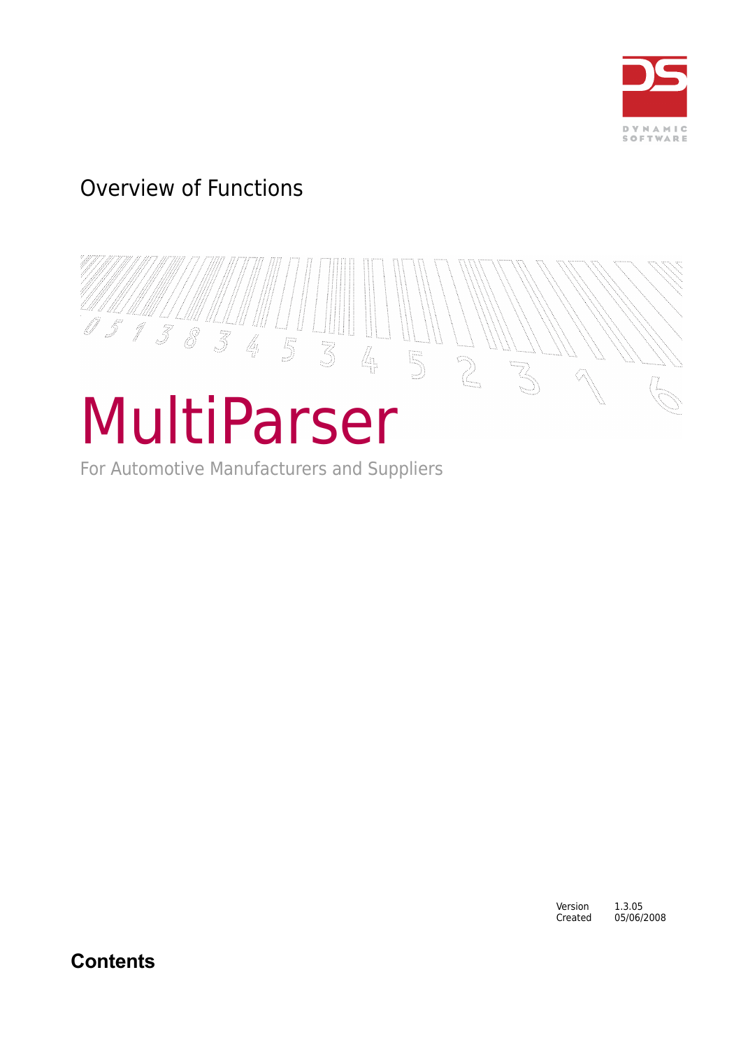DYNAMIC SOFTWARE

Overview of Functions

# MultiParser

For Automotive Manufacturers and Suppliers

| | |
|---|---|
| Version | 1.3.05 |
| Created | 05/06/2008 |

## Contents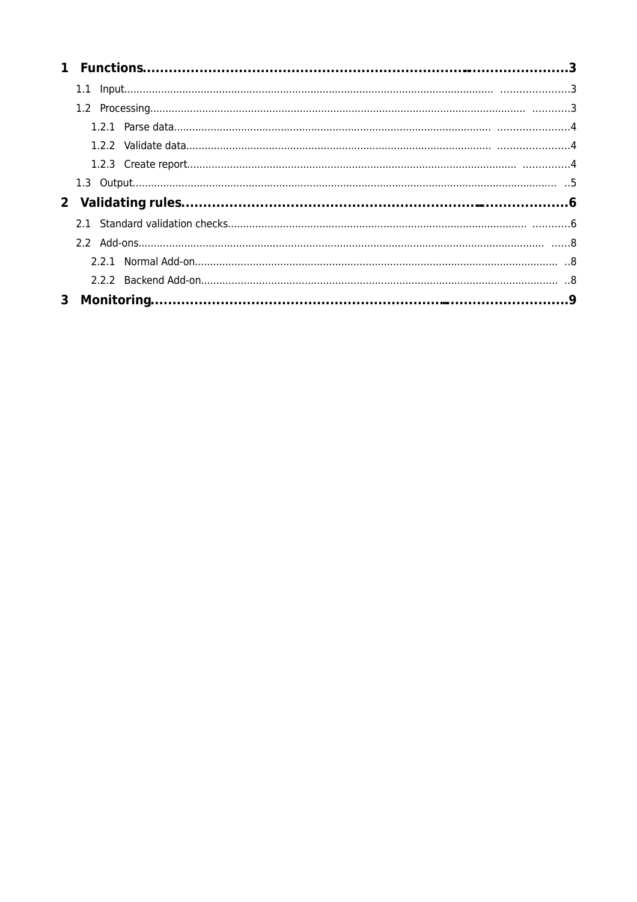**1 Functions** .......................... **3**

- 1.1 Input .......................... 3
- 1.2 Processing .......................... 3
  - 1.2.1 Parse data .......................... 4
  - 1.2.2 Validate data .......................... 4
  - 1.2.3 Create report .......................... 4
- 1.3 Output .......................... 5

**2 Validating rules** .......................... **6**

- 2.1 Standard validation checks .......................... 6
- 2.2 Add-ons .......................... 8
  - 2.2.1 Normal Add-on .......................... 8
  - 2.2.2 Backend Add-on .......................... 8

**3 Monitoring** .......................... **9**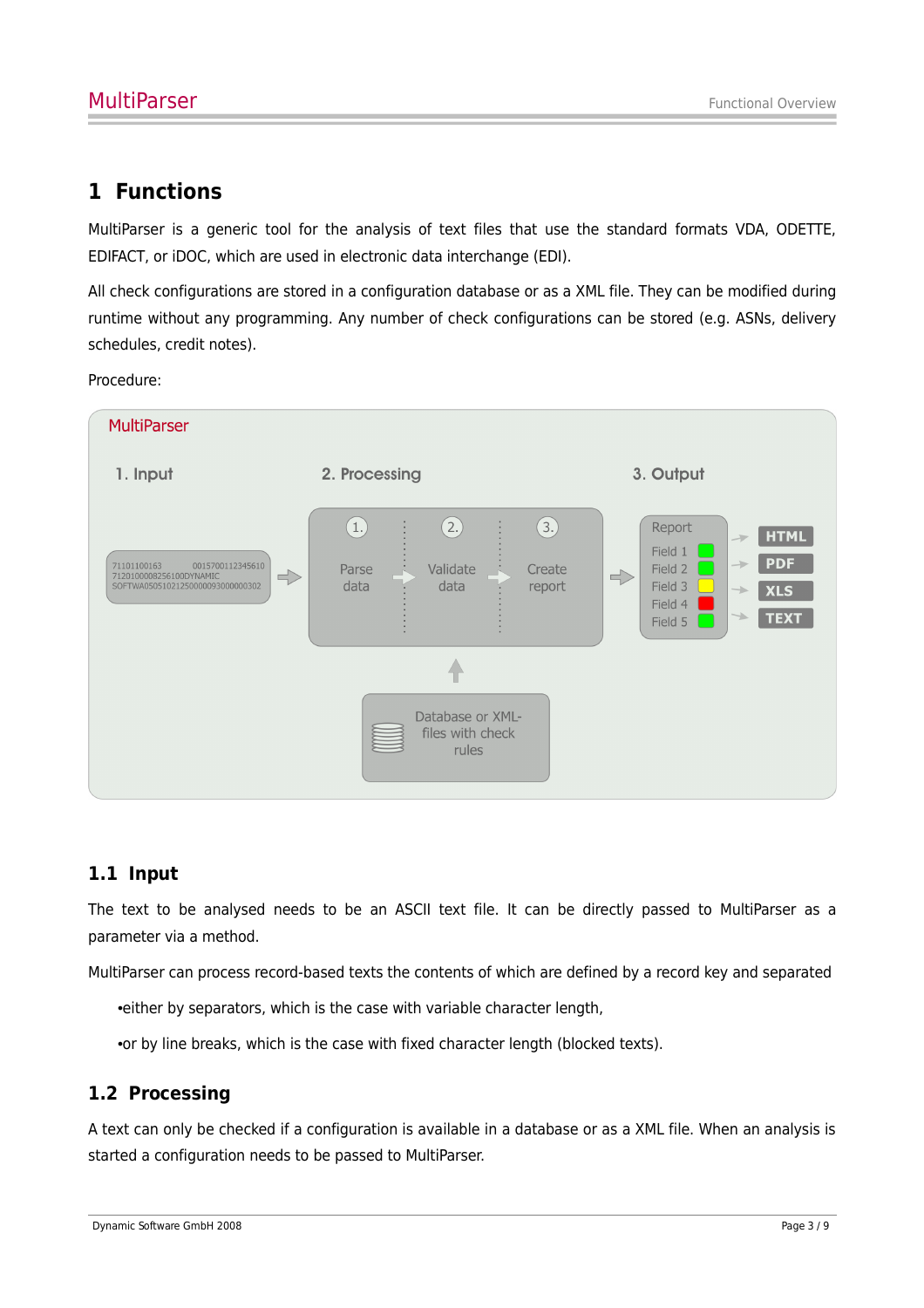# 1 Functions

MultiParser is a generic tool for the analysis of text files that use the standard formats VDA, ODETTE, EDIFACT, or iDOC, which are used in electronic data interchange (EDI).

All check configurations are stored in a configuration database or as a XML file. They can be modified during runtime without any programming. Any number of check configurations can be stored (e.g. ASNs, delivery schedules, credit notes).

Procedure:

MultiParser

1. Input

```
71101100163          0015700112345610
7120100008256100DYNAMIC
SOFTWA0505102125000009300000O302
```

2. Processing

1. Parse data
2. Validate data
3. Create report

Database or XML-files with check rules

3. Output

Report
- Field 1
- Field 2
- Field 3
- Field 4
- Field 5

HTML
PDF
XLS
TEXT

## 1.1 Input

The text to be analysed needs to be an ASCII text file. It can be directly passed to MultiParser as a parameter via a method.

MultiParser can process record-based texts the contents of which are defined by a record key and separated

- either by separators, which is the case with variable character length,
- or by line breaks, which is the case with fixed character length (blocked texts).

## 1.2 Processing

A text can only be checked if a configuration is available in a database or as a XML file. When an analysis is started a configuration needs to be passed to MultiParser.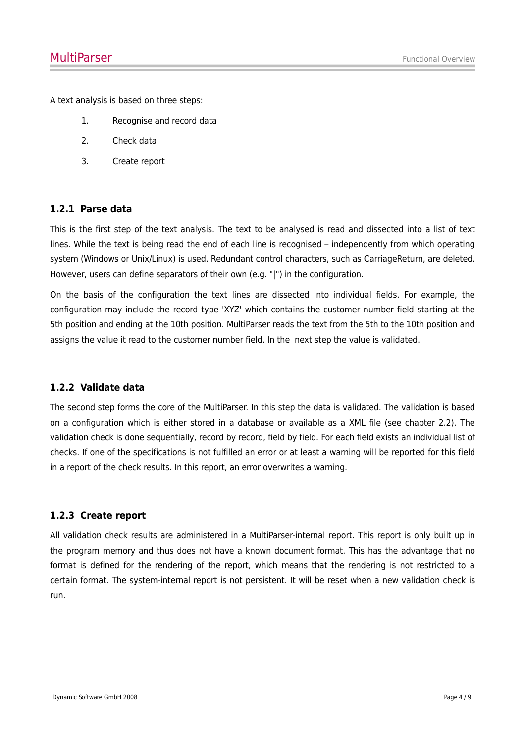A text analysis is based on three steps:

1. Recognise and record data
2. Check data
3. Create report

### 1.2.1 Parse data

This is the first step of the text analysis. The text to be analysed is read and dissected into a list of text lines. While the text is being read the end of each line is recognised – independently from which operating system (Windows or Unix/Linux) is used. Redundant control characters, such as CarriageReturn, are deleted. However, users can define separators of their own (e.g. "|") in the configuration.

On the basis of the configuration the text lines are dissected into individual fields. For example, the configuration may include the record type 'XYZ' which contains the customer number field starting at the 5th position and ending at the 10th position. MultiParser reads the text from the 5th to the 10th position and assigns the value it read to the customer number field. In the next step the value is validated.

### 1.2.2 Validate data

The second step forms the core of the MultiParser. In this step the data is validated. The validation is based on a configuration which is either stored in a database or available as a XML file (see chapter 2.2). The validation check is done sequentially, record by record, field by field. For each field exists an individual list of checks. If one of the specifications is not fulfilled an error or at least a warning will be reported for this field in a report of the check results. In this report, an error overwrites a warning.

### 1.2.3 Create report

All validation check results are administered in a MultiParser-internal report. This report is only built up in the program memory and thus does not have a known document format. This has the advantage that no format is defined for the rendering of the report, which means that the rendering is not restricted to a certain format. The system-internal report is not persistent. It will be reset when a new validation check is run.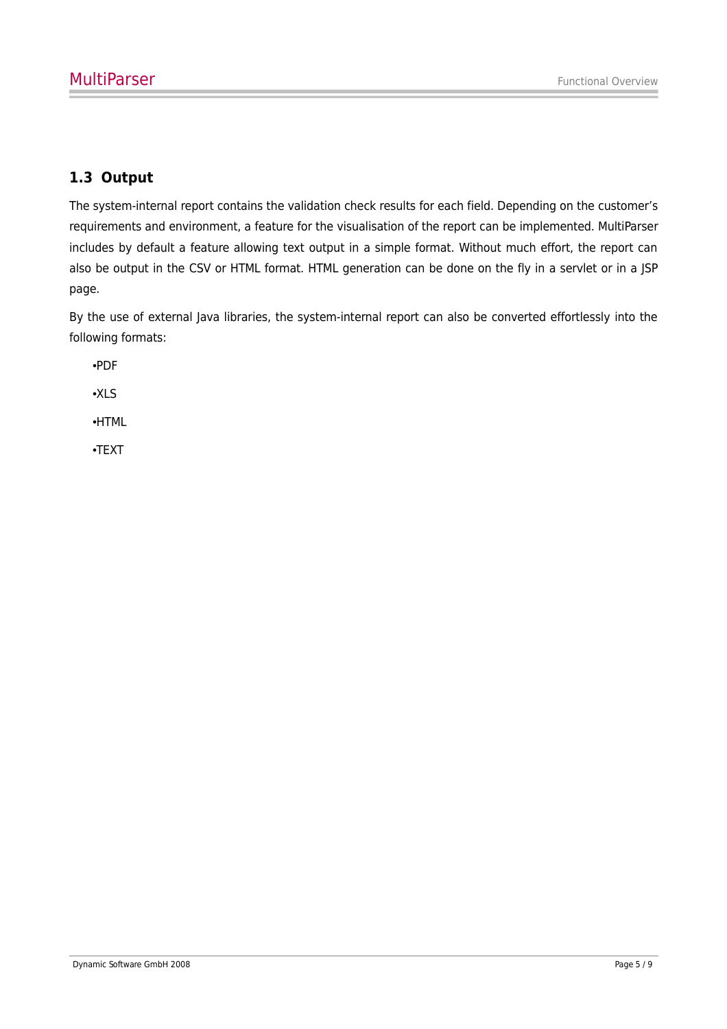## 1.3 Output

The system-internal report contains the validation check results for each field. Depending on the customer's requirements and environment, a feature for the visualisation of the report can be implemented. MultiParser includes by default a feature allowing text output in a simple format. Without much effort, the report can also be output in the CSV or HTML format. HTML generation can be done on the fly in a servlet or in a JSP page.

By the use of external Java libraries, the system-internal report can also be converted effortlessly into the following formats:

- PDF
- XLS
- HTML
- TEXT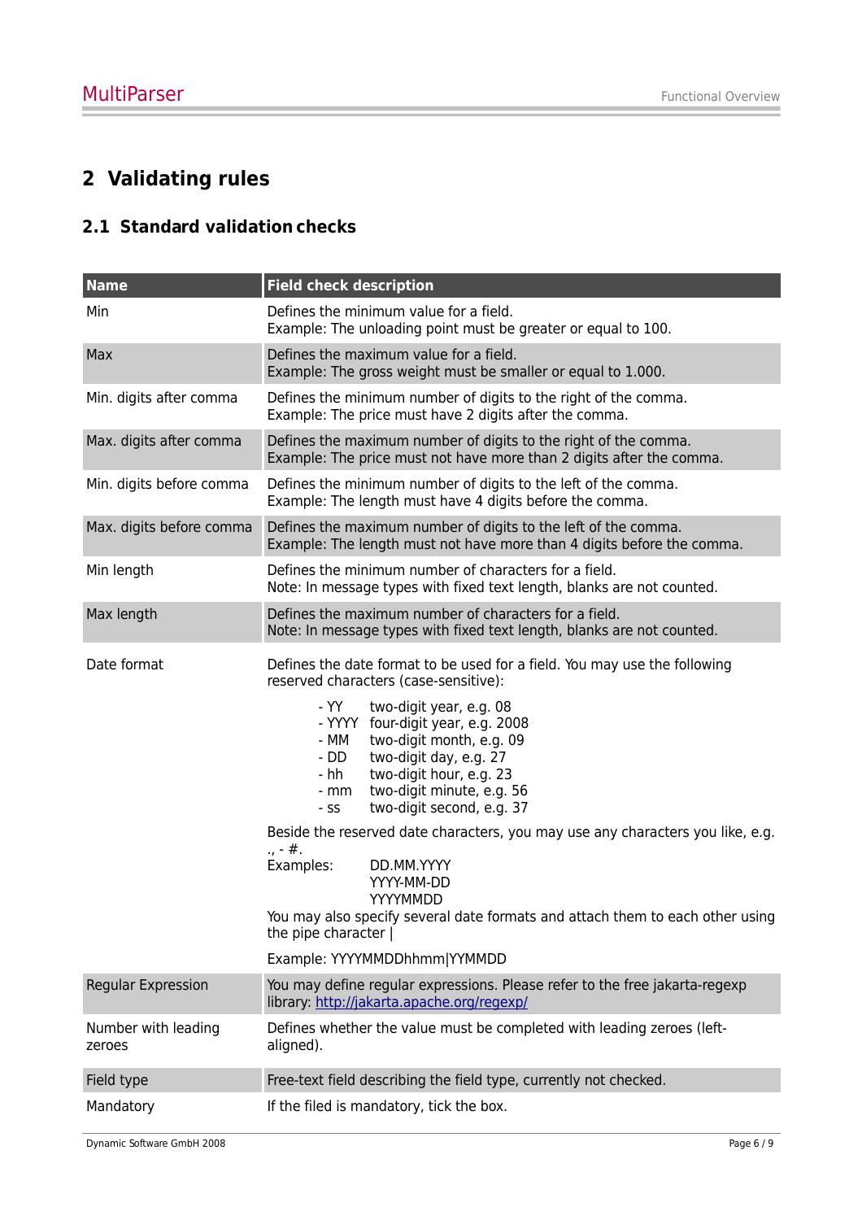# 2 Validating rules

## 2.1 Standard validation checks

| Name | Field check description |
|---|---|
| Min | Defines the minimum value for a field.<br>Example: The unloading point must be greater or equal to 100. |
| Max | Defines the maximum value for a field.<br>Example: The gross weight must be smaller or equal to 1.000. |
| Min. digits after comma | Defines the minimum number of digits to the right of the comma.<br>Example: The price must have 2 digits after the comma. |
| Max. digits after comma | Defines the maximum number of digits to the right of the comma.<br>Example: The price must not have more than 2 digits after the comma. |
| Min. digits before comma | Defines the minimum number of digits to the left of the comma.<br>Example: The length must have 4 digits before the comma. |
| Max. digits before comma | Defines the maximum number of digits to the left of the comma.<br>Example: The length must not have more than 4 digits before the comma. |
| Min length | Defines the minimum number of characters for a field.<br>Note: In message types with fixed text length, blanks are not counted. |
| Max length | Defines the maximum number of characters for a field.<br>Note: In message types with fixed text length, blanks are not counted. |
| Date format | Defines the date format to be used for a field. You may use the following reserved characters (case-sensitive):<br>- YY two-digit year, e.g. 08<br>- YYYY four-digit year, e.g. 2008<br>- MM two-digit month, e.g. 09<br>- DD two-digit day, e.g. 27<br>- hh two-digit hour, e.g. 23<br>- mm two-digit minute, e.g. 56<br>- ss two-digit second, e.g. 37<br>Beside the reserved date characters, you may use any characters you like, e.g. ., - #.<br>Examples: DD.MM.YYYY<br>YYYY-MM-DD<br>YYYYMMDD<br>You may also specify several date formats and attach them to each other using the pipe character &#124;<br>Example: YYYYMMDDhhmm&#124;YYMMDD |
| Regular Expression | You may define regular expressions. Please refer to the free jakarta-regexp library: [http://jakarta.apache.org/regexp/](http://jakarta.apache.org/regexp/) |
| Number with leading zeroes | Defines whether the value must be completed with leading zeroes (left-aligned). |
| Field type | Free-text field describing the field type, currently not checked. |
| Mandatory | If the filed is mandatory, tick the box. |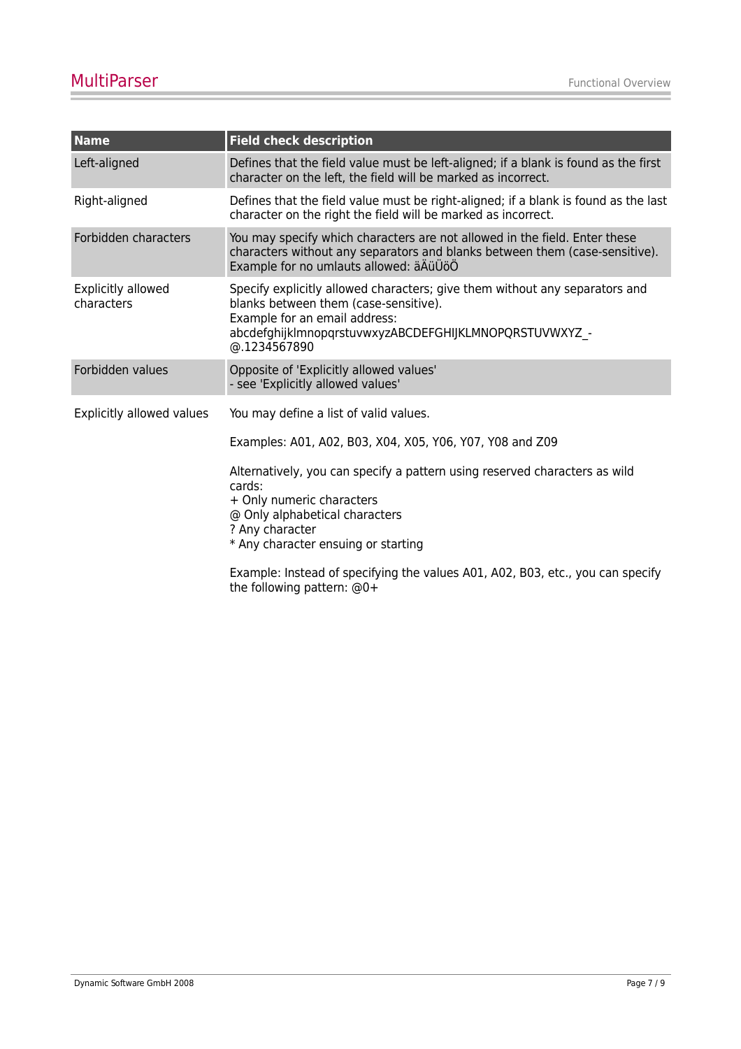| Name | Field check description |
| --- | --- |
| Left-aligned | Defines that the field value must be left-aligned; if a blank is found as the first character on the left, the field will be marked as incorrect. |
| Right-aligned | Defines that the field value must be right-aligned; if a blank is found as the last character on the right the field will be marked as incorrect. |
| Forbidden characters | You may specify which characters are not allowed in the field. Enter these characters without any separators and blanks between them (case-sensitive). Example for no umlauts allowed: äÄüÜöÖ |
| Explicitly allowed characters | Specify explicitly allowed characters; give them without any separators and blanks between them (case-sensitive).<br>Example for an email address:<br>abcdefghijklmnopqrstuvwxyzABCDEFGHIJKLMNOPQRSTUVWXYZ_-@.1234567890 |
| Forbidden values | Opposite of 'Explicitly allowed values'<br>- see 'Explicitly allowed values' |
| Explicitly allowed values | You may define a list of valid values.<br><br>Examples: A01, A02, B03, X04, X05, Y06, Y07, Y08 and Z09<br><br>Alternatively, you can specify a pattern using reserved characters as wild cards:<br>+ Only numeric characters<br>@ Only alphabetical characters<br>? Any character<br>* Any character ensuing or starting<br><br>Example: Instead of specifying the values A01, A02, B03, etc., you can specify the following pattern: @0+ |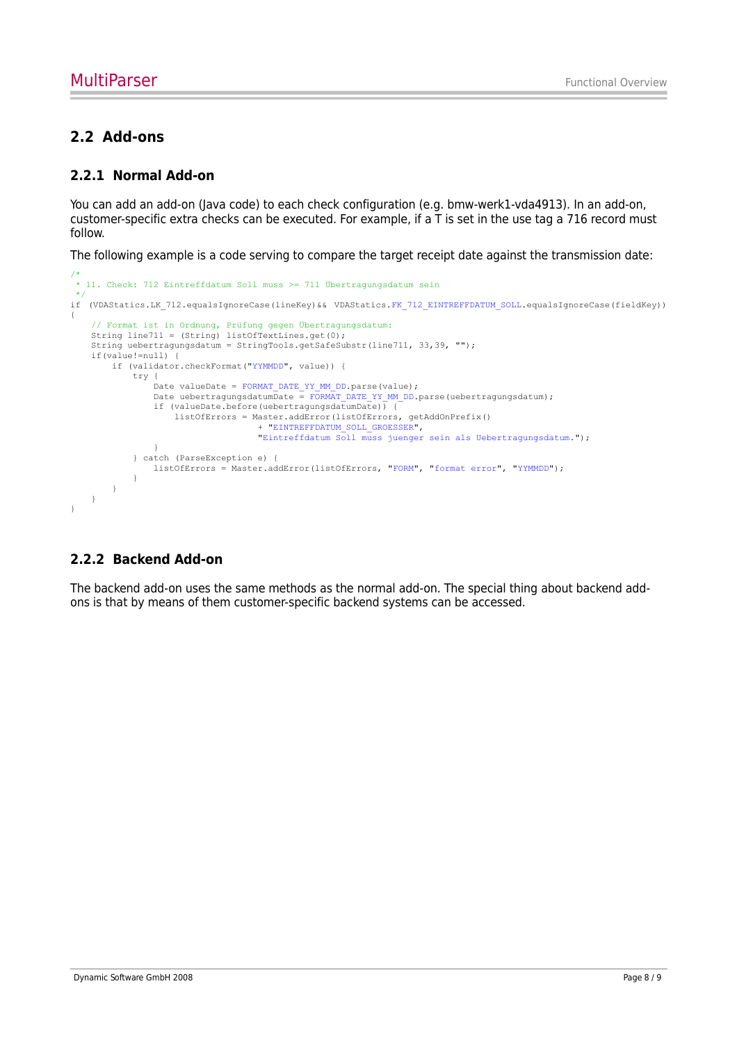## 2.2 Add-ons

### 2.2.1 Normal Add-on

You can add an add-on (Java code) to each check configuration (e.g. bmw-werk1-vda4913). In an add-on, customer-specific extra checks can be executed. For example, if a T is set in the use tag a 716 record must follow.

The following example is a code serving to compare the target receipt date against the transmission date:

```
/*
 * 11. Check: 712 Eintreffdatum Soll muss >= 711 Übertragungsdatum sein
 */
if (VDAStatics.LK_712.equalsIgnoreCase(lineKey)&& VDAStatics.FK_712_EINTREFFDATUM_SOLL.equalsIgnoreCase(fieldKey))
{
    // Format ist in Ordnung, Prüfung gegen Übertragungsdatum:
    String line711 = (String) listOfTextLines.get(0);
    String uebertragungsdatum = StringTools.getSafeSubstr(line711, 33,39, "");
    if(value!=null) {
        if (validator.checkFormat("YYMMDD", value)) {
            try {
                Date valueDate = FORMAT_DATE_YY_MM_DD.parse(value);
                Date uebertragungsdatumDate = FORMAT_DATE_YY_MM_DD.parse(uebertragungsdatum);
                if (valueDate.before(uebertragungsdatumDate)) {
                    listOfErrors = Master.addError(listOfErrors, getAddOnPrefix()
                                    + "EINTREFFDATUM_SOLL_GROESSER",
                                    "Eintreffdatum Soll muss juenger sein als Uebertragungsdatum.");
                }
            } catch (ParseException e) {
                listOfErrors = Master.addError(listOfErrors, "FORM", "format error", "YYMMDD");
            }
        }
    }
}
```

### 2.2.2 Backend Add-on

The backend add-on uses the same methods as the normal add-on. The special thing about backend add-ons is that by means of them customer-specific backend systems can be accessed.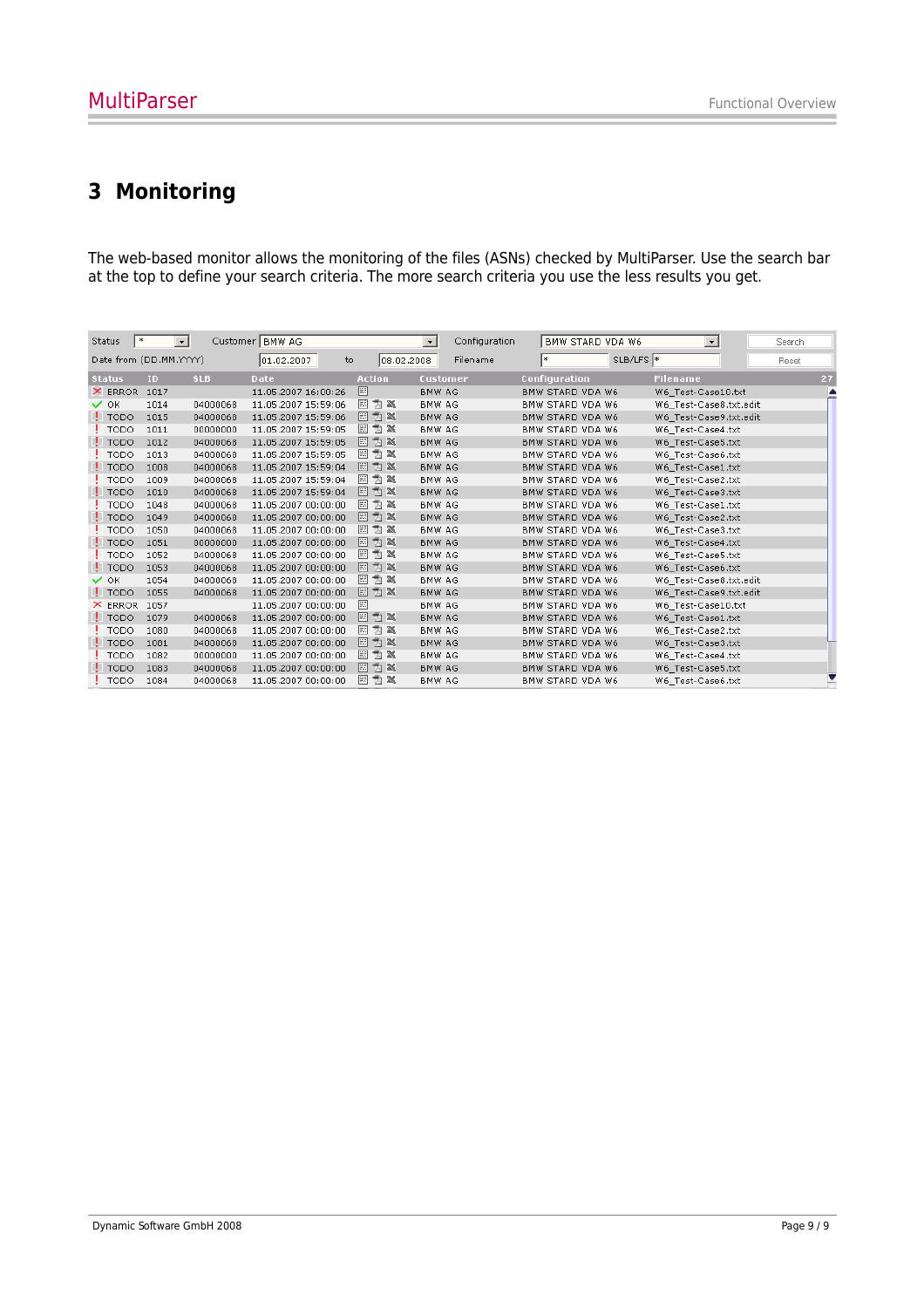# 3 Monitoring

The web-based monitor allows the monitoring of the files (ASNs) checked by MultiParser. Use the search bar at the top to define your search criteria. The more search criteria you use the less results you get.

Status * Customer BMW AG Configuration BMW STARD VDA W6 Search

Date from (DD.MM.YYYY) 01.02.2007 to 08.02.2008 Filename * SLB/LFS * Reset

| Status | ID | SLB | Date | Action | Customer | Configuration | Filename |
|---|---|---|---|---|---|---|---|
| ERROR | 1017 | | 11.05.2007 16:00:26 | | BMW AG | BMW STARD VDA W6 | W6_Test-Case10.txt |
| OK | 1014 | 04000068 | 11.05.2007 15:59:06 | | BMW AG | BMW STARD VDA W6 | W6_Test-Case8.txt.edit |
| TODO | 1015 | 04000068 | 11.05.2007 15:59:06 | | BMW AG | BMW STARD VDA W6 | W6_Test-Case9.txt.edit |
| TODO | 1011 | 00000000 | 11.05.2007 15:59:05 | | BMW AG | BMW STARD VDA W6 | W6_Test-Case4.txt |
| TODO | 1012 | 04000068 | 11.05.2007 15:59:05 | | BMW AG | BMW STARD VDA W6 | W6_Test-Case5.txt |
| TODO | 1013 | 04000068 | 11.05.2007 15:59:05 | | BMW AG | BMW STARD VDA W6 | W6_Test-Case6.txt |
| TODO | 1008 | 04000068 | 11.05.2007 15:59:04 | | BMW AG | BMW STARD VDA W6 | W6_Test-Case1.txt |
| TODO | 1009 | 04000068 | 11.05.2007 15:59:04 | | BMW AG | BMW STARD VDA W6 | W6_Test-Case2.txt |
| TODO | 1010 | 04000068 | 11.05.2007 15:59:04 | | BMW AG | BMW STARD VDA W6 | W6_Test-Case3.txt |
| TODO | 1048 | 04000068 | 11.05.2007 00:00:00 | | BMW AG | BMW STARD VDA W6 | W6_Test-Case1.txt |
| TODO | 1049 | 04000068 | 11.05.2007 00:00:00 | | BMW AG | BMW STARD VDA W6 | W6_Test-Case2.txt |
| TODO | 1050 | 04000068 | 11.05.2007 00:00:00 | | BMW AG | BMW STARD VDA W6 | W6_Test-Case3.txt |
| TODO | 1051 | 00000000 | 11.05.2007 00:00:00 | | BMW AG | BMW STARD VDA W6 | W6_Test-Case4.txt |
| TODO | 1052 | 04000068 | 11.05.2007 00:00:00 | | BMW AG | BMW STARD VDA W6 | W6_Test-Case5.txt |
| TODO | 1053 | 04000068 | 11.05.2007 00:00:00 | | BMW AG | BMW STARD VDA W6 | W6_Test-Case6.txt |
| OK | 1054 | 04000068 | 11.05.2007 00:00:00 | | BMW AG | BMW STARD VDA W6 | W6_Test-Case8.txt.edit |
| TODO | 1055 | 04000068 | 11.05.2007 00:00:00 | | BMW AG | BMW STARD VDA W6 | W6_Test-Case9.txt.edit |
| ERROR | 1057 | | 11.05.2007 00:00:00 | | BMW AG | BMW STARD VDA W6 | W6_Test-Case10.txt |
| TODO | 1079 | 04000068 | 11.05.2007 00:00:00 | | BMW AG | BMW STARD VDA W6 | W6_Test-Case1.txt |
| TODO | 1080 | 04000068 | 11.05.2007 00:00:00 | | BMW AG | BMW STARD VDA W6 | W6_Test-Case2.txt |
| TODO | 1081 | 04000068 | 11.05.2007 00:00:00 | | BMW AG | BMW STARD VDA W6 | W6_Test-Case3.txt |
| TODO | 1082 | 00000000 | 11.05.2007 00:00:00 | | BMW AG | BMW STARD VDA W6 | W6_Test-Case4.txt |
| TODO | 1083 | 04000068 | 11.05.2007 00:00:00 | | BMW AG | BMW STARD VDA W6 | W6_Test-Case5.txt |
| TODO | 1084 | 04000068 | 11.05.2007 00:00:00 | | BMW AG | BMW STARD VDA W6 | W6_Test-Case6.txt |

27